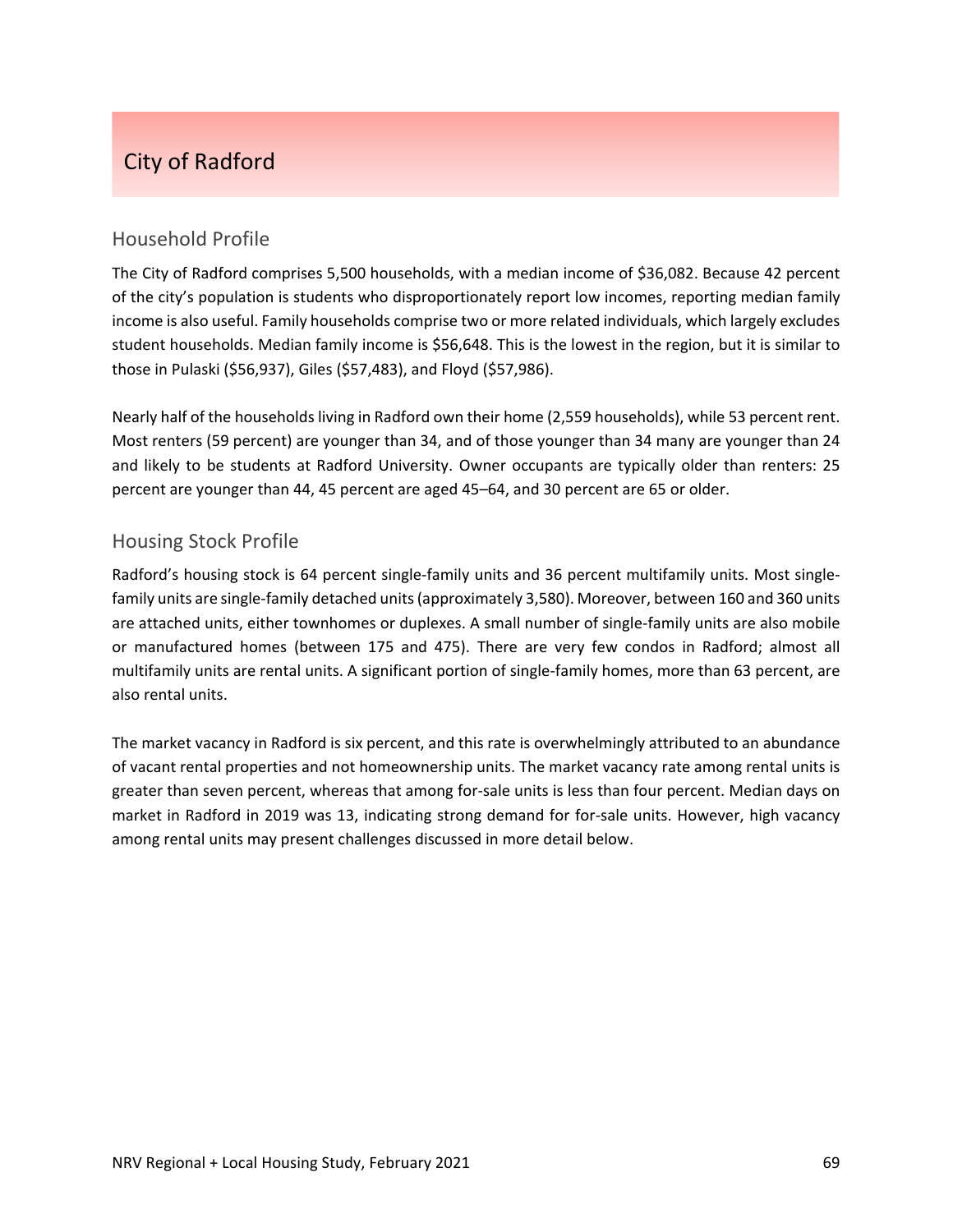# City of Radford

## Household Profile

The City of Radford comprises 5,500 households, with a median income of $36,082. Because 42 percent of the city's population is students who disproportionately report low incomes, reporting median family income is also useful. Family households comprise two or more related individuals, which largely excludes student households. Median family income is $56,648. This is the lowest in the region, but it is similar to those in Pulaski ($56,937), Giles ($57,483), and Floyd ($57,986).

Nearly half of the households living in Radford own their home (2,559 households), while 53 percent rent. Most renters (59 percent) are younger than 34, and of those younger than 34 many are younger than 24 and likely to be students at Radford University. Owner occupants are typically older than renters: 25 percent are younger than 44, 45 percent are aged 45–64, and 30 percent are 65 or older.

## Housing Stock Profile

Radford's housing stock is 64 percent single-family units and 36 percent multifamily units. Most single-family units are single-family detached units (approximately 3,580). Moreover, between 160 and 360 units are attached units, either townhomes or duplexes. A small number of single-family units are also mobile or manufactured homes (between 175 and 475). There are very few condos in Radford; almost all multifamily units are rental units. A significant portion of single-family homes, more than 63 percent, are also rental units.

The market vacancy in Radford is six percent, and this rate is overwhelmingly attributed to an abundance of vacant rental properties and not homeownership units. The market vacancy rate among rental units is greater than seven percent, whereas that among for-sale units is less than four percent. Median days on market in Radford in 2019 was 13, indicating strong demand for for-sale units. However, high vacancy among rental units may present challenges discussed in more detail below.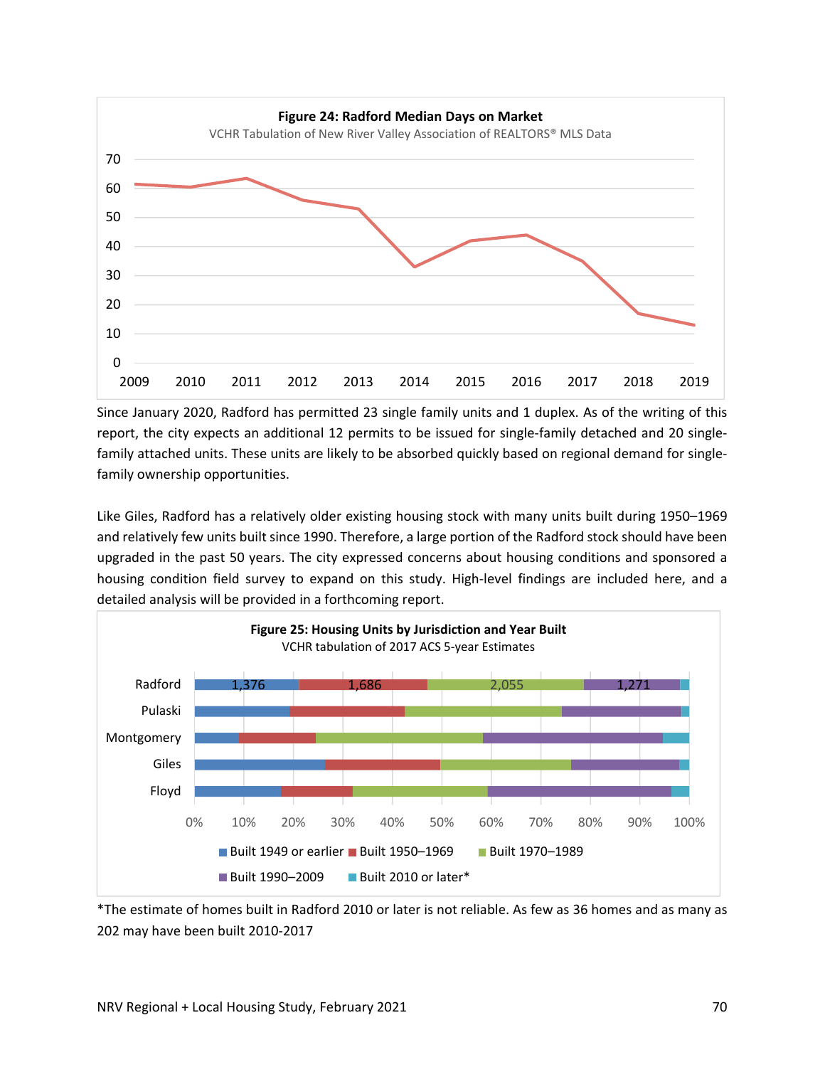**Figure 24: Radford Median Days on Market**

VCHR Tabulation of New River Valley Association of REALTORS® MLS Data

Since January 2020, Radford has permitted 23 single family units and 1 duplex. As of the writing of this report, the city expects an additional 12 permits to be issued for single-family detached and 20 single-family attached units. These units are likely to be absorbed quickly based on regional demand for single-family ownership opportunities.

Like Giles, Radford has a relatively older existing housing stock with many units built during 1950–1969 and relatively few units built since 1990. Therefore, a large portion of the Radford stock should have been upgraded in the past 50 years. The city expressed concerns about housing conditions and sponsored a housing condition field survey to expand on this study. High-level findings are included here, and a detailed analysis will be provided in a forthcoming report.

**Figure 25: Housing Units by Jurisdiction and Year Built**

VCHR tabulation of 2017 ACS 5-year Estimates

*The estimate of homes built in Radford 2010 or later is not reliable. As few as 36 homes and as many as 202 may have been built 2010-2017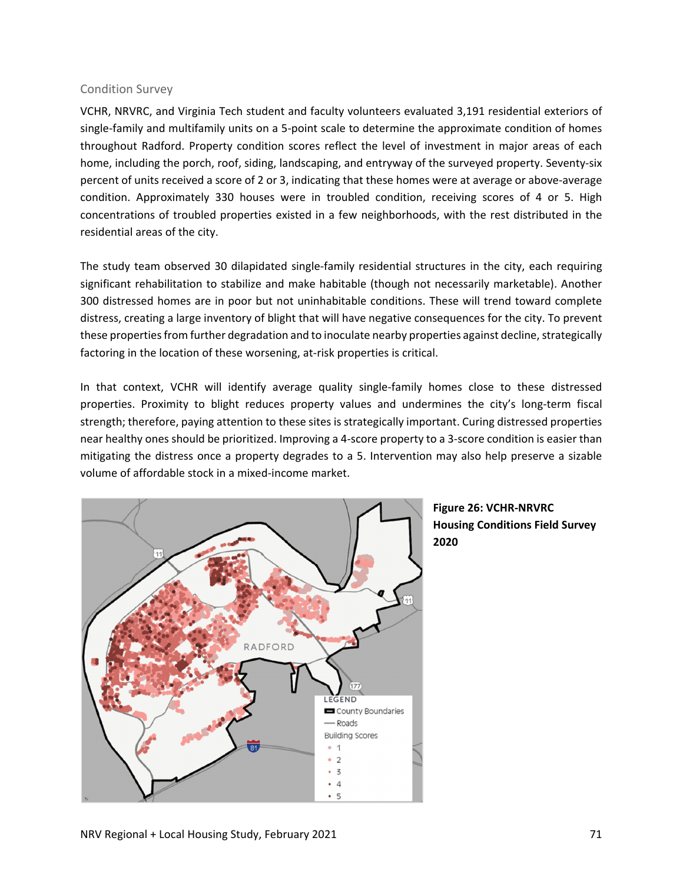## Condition Survey

VCHR, NRVRC, and Virginia Tech student and faculty volunteers evaluated 3,191 residential exteriors of single-family and multifamily units on a 5-point scale to determine the approximate condition of homes throughout Radford. Property condition scores reflect the level of investment in major areas of each home, including the porch, roof, siding, landscaping, and entryway of the surveyed property. Seventy-six percent of units received a score of 2 or 3, indicating that these homes were at average or above-average condition. Approximately 330 houses were in troubled condition, receiving scores of 4 or 5. High concentrations of troubled properties existed in a few neighborhoods, with the rest distributed in the residential areas of the city.

The study team observed 30 dilapidated single-family residential structures in the city, each requiring significant rehabilitation to stabilize and make habitable (though not necessarily marketable). Another 300 distressed homes are in poor but not uninhabitable conditions. These will trend toward complete distress, creating a large inventory of blight that will have negative consequences for the city. To prevent these properties from further degradation and to inoculate nearby properties against decline, strategically factoring in the location of these worsening, at-risk properties is critical.

In that context, VCHR will identify average quality single-family homes close to these distressed properties. Proximity to blight reduces property values and undermines the city's long-term fiscal strength; therefore, paying attention to these sites is strategically important. Curing distressed properties near healthy ones should be prioritized. Improving a 4-score property to a 3-score condition is easier than mitigating the distress once a property degrades to a 5. Intervention may also help preserve a sizable volume of affordable stock in a mixed-income market.

**Figure 26: VCHR-NRVRC Housing Conditions Field Survey 2020**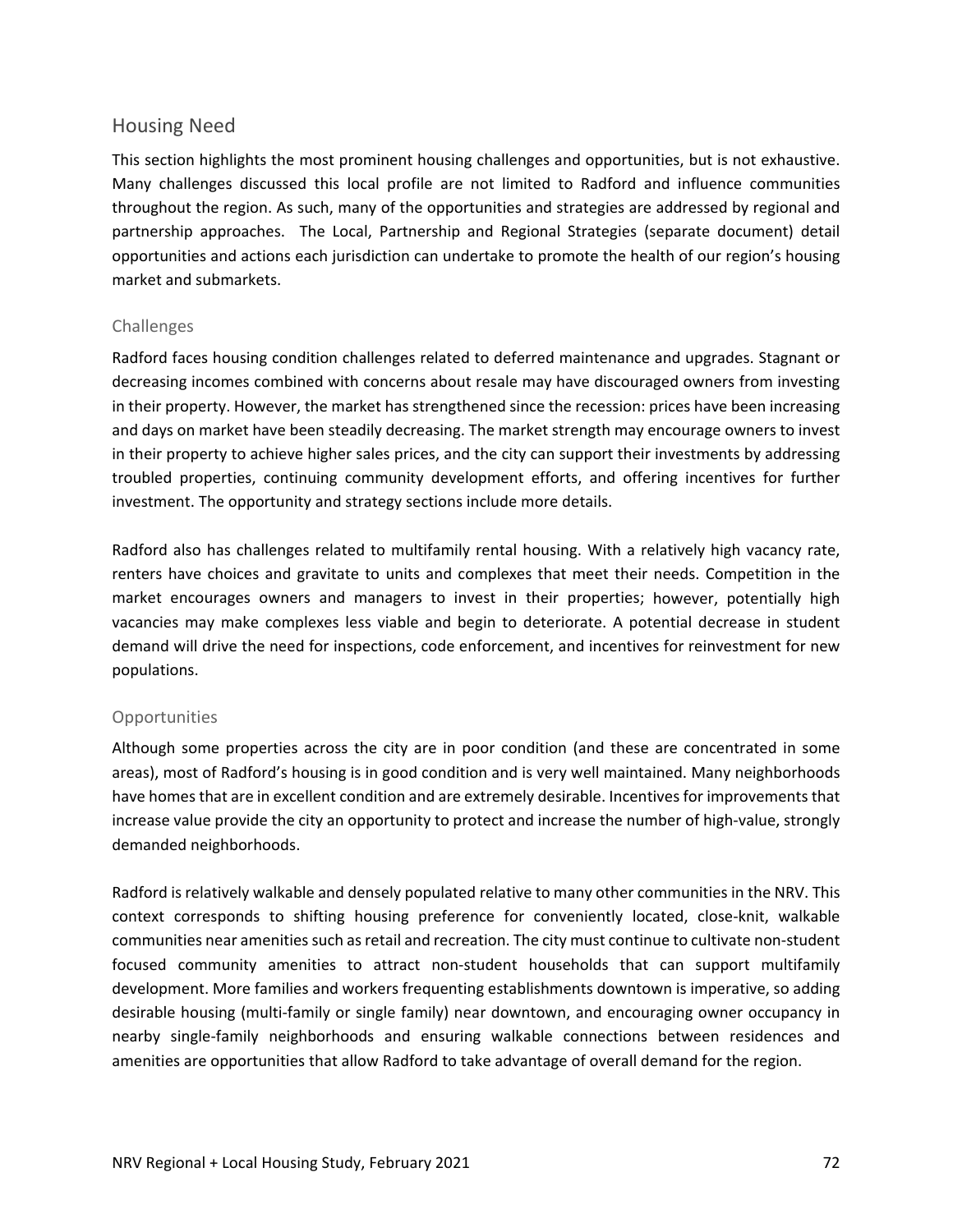## Housing Need

This section highlights the most prominent housing challenges and opportunities, but is not exhaustive. Many challenges discussed this local profile are not limited to Radford and influence communities throughout the region. As such, many of the opportunities and strategies are addressed by regional and partnership approaches. The Local, Partnership and Regional Strategies (separate document) detail opportunities and actions each jurisdiction can undertake to promote the health of our region's housing market and submarkets.

### Challenges

Radford faces housing condition challenges related to deferred maintenance and upgrades. Stagnant or decreasing incomes combined with concerns about resale may have discouraged owners from investing in their property. However, the market has strengthened since the recession: prices have been increasing and days on market have been steadily decreasing. The market strength may encourage owners to invest in their property to achieve higher sales prices, and the city can support their investments by addressing troubled properties, continuing community development efforts, and offering incentives for further investment. The opportunity and strategy sections include more details.

Radford also has challenges related to multifamily rental housing. With a relatively high vacancy rate, renters have choices and gravitate to units and complexes that meet their needs. Competition in the market encourages owners and managers to invest in their properties; however, potentially high vacancies may make complexes less viable and begin to deteriorate. A potential decrease in student demand will drive the need for inspections, code enforcement, and incentives for reinvestment for new populations.

### Opportunities

Although some properties across the city are in poor condition (and these are concentrated in some areas), most of Radford's housing is in good condition and is very well maintained. Many neighborhoods have homes that are in excellent condition and are extremely desirable. Incentives for improvements that increase value provide the city an opportunity to protect and increase the number of high-value, strongly demanded neighborhoods.

Radford is relatively walkable and densely populated relative to many other communities in the NRV. This context corresponds to shifting housing preference for conveniently located, close-knit, walkable communities near amenities such as retail and recreation. The city must continue to cultivate non-student focused community amenities to attract non-student households that can support multifamily development. More families and workers frequenting establishments downtown is imperative, so adding desirable housing (multi-family or single family) near downtown, and encouraging owner occupancy in nearby single-family neighborhoods and ensuring walkable connections between residences and amenities are opportunities that allow Radford to take advantage of overall demand for the region.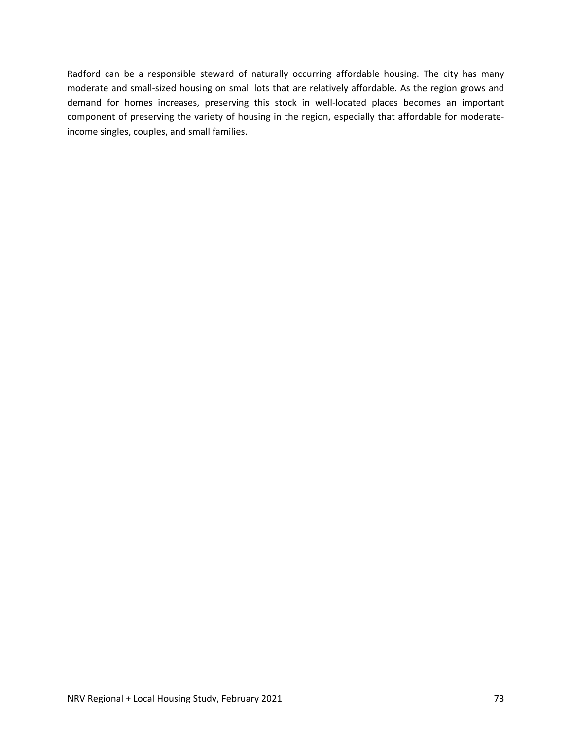Radford can be a responsible steward of naturally occurring affordable housing. The city has many moderate and small-sized housing on small lots that are relatively affordable. As the region grows and demand for homes increases, preserving this stock in well-located places becomes an important component of preserving the variety of housing in the region, especially that affordable for moderate-income singles, couples, and small families.